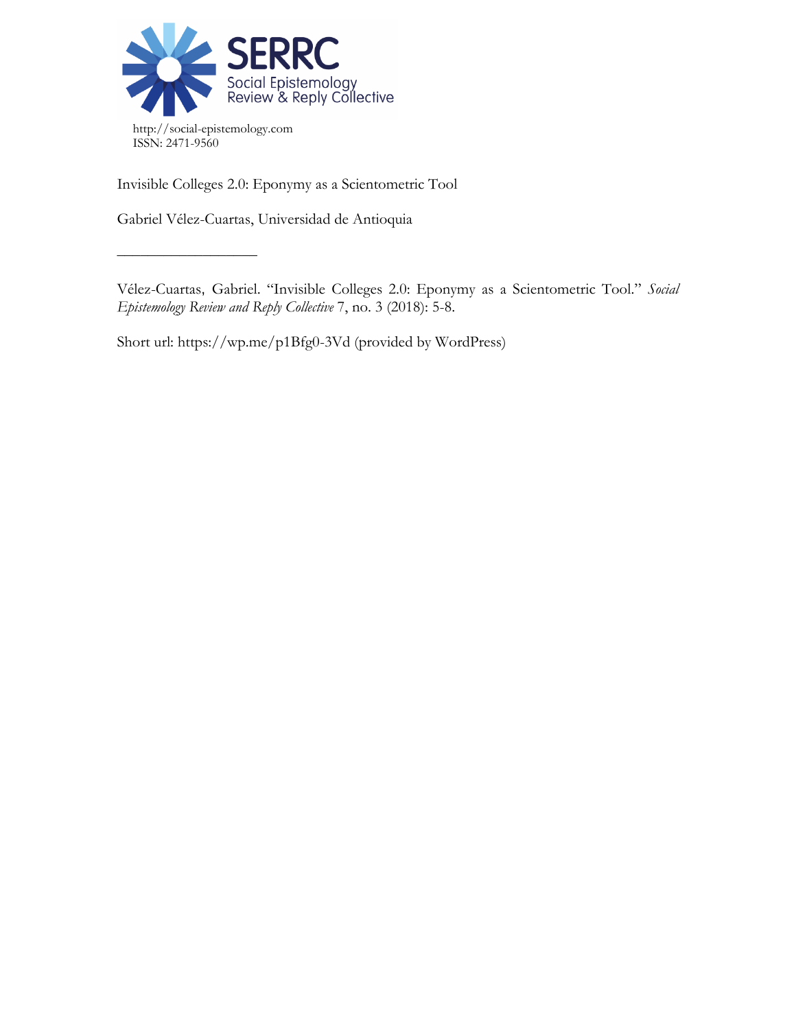SERRC
Social Epistemology Review & Reply Collective

http://social-epistemology.com
ISSN: 2471-9560

Invisible Colleges 2.0: Eponymy as a Scientometric Tool

Gabriel Vélez-Cuartas, Universidad de Antioquia

—————————————

Vélez-Cuartas, Gabriel. "Invisible Colleges 2.0: Eponymy as a Scientometric Tool." *Social Epistemology Review and Reply Collective* 7, no. 3 (2018): 5-8.

Short url: https://wp.me/p1Bfg0-3Vd (provided by WordPress)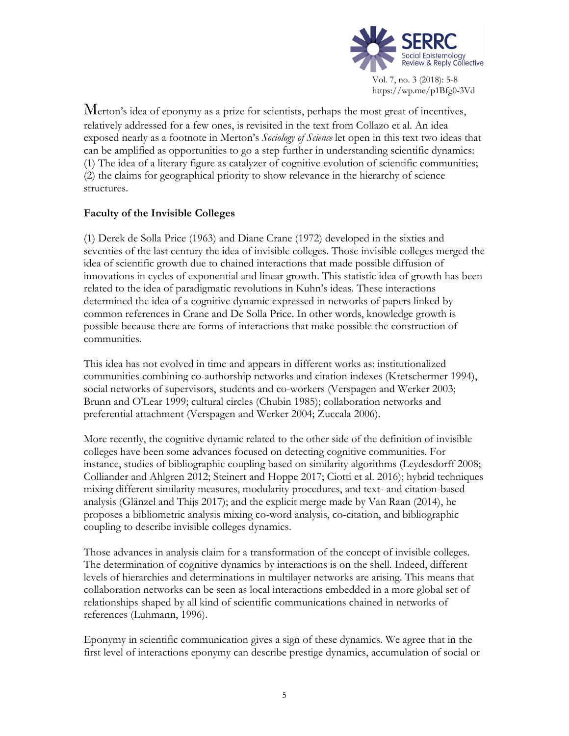Merton's idea of eponymy as a prize for scientists, perhaps the most great of incentives, relatively addressed for a few ones, is revisited in the text from Collazo et al. An idea exposed nearly as a footnote in Merton's *Sociology of Science* let open in this text two ideas that can be amplified as opportunities to go a step further in understanding scientific dynamics: (1) The idea of a literary figure as catalyzer of cognitive evolution of scientific communities; (2) the claims for geographical priority to show relevance in the hierarchy of science structures.

### Faculty of the Invisible Colleges

(1) Derek de Solla Price (1963) and Diane Crane (1972) developed in the sixties and seventies of the last century the idea of invisible colleges. Those invisible colleges merged the idea of scientific growth due to chained interactions that made possible diffusion of innovations in cycles of exponential and linear growth. This statistic idea of growth has been related to the idea of paradigmatic revolutions in Kuhn's ideas. These interactions determined the idea of a cognitive dynamic expressed in networks of papers linked by common references in Crane and De Solla Price. In other words, knowledge growth is possible because there are forms of interactions that make possible the construction of communities.

This idea has not evolved in time and appears in different works as: institutionalized communities combining co-authorship networks and citation indexes (Kretschermer 1994), social networks of supervisors, students and co-workers (Verspagen and Werker 2003; Brunn and O'Lear 1999; cultural circles (Chubin 1985); collaboration networks and preferential attachment (Verspagen and Werker 2004; Zuccala 2006).

More recently, the cognitive dynamic related to the other side of the definition of invisible colleges have been some advances focused on detecting cognitive communities. For instance, studies of bibliographic coupling based on similarity algorithms (Leydesdorff 2008; Colliander and Ahlgren 2012; Steinert and Hoppe 2017; Ciotti et al. 2016); hybrid techniques mixing different similarity measures, modularity procedures, and text- and citation-based analysis (Glänzel and Thijs 2017); and the explicit merge made by Van Raan (2014), he proposes a bibliometric analysis mixing co-word analysis, co-citation, and bibliographic coupling to describe invisible colleges dynamics.

Those advances in analysis claim for a transformation of the concept of invisible colleges. The determination of cognitive dynamics by interactions is on the shell. Indeed, different levels of hierarchies and determinations in multilayer networks are arising. This means that collaboration networks can be seen as local interactions embedded in a more global set of relationships shaped by all kind of scientific communications chained in networks of references (Luhmann, 1996).

Eponymy in scientific communication gives a sign of these dynamics. We agree that in the first level of interactions eponymy can describe prestige dynamics, accumulation of social or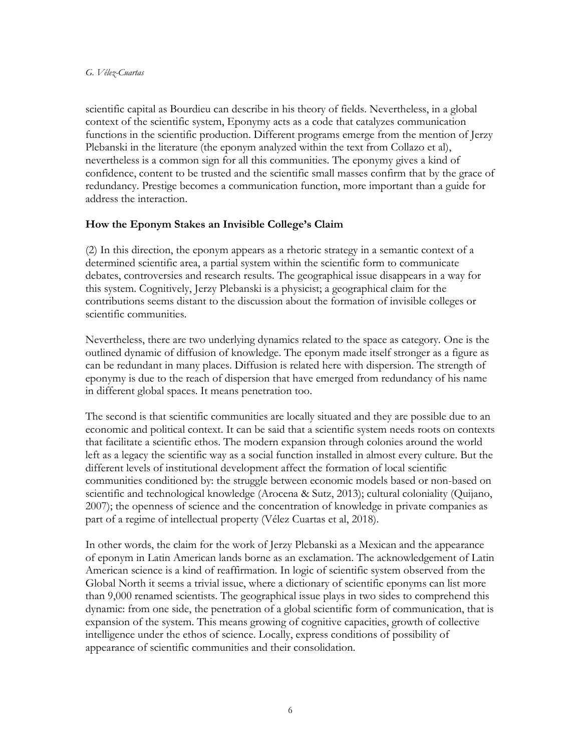scientific capital as Bourdieu can describe in his theory of fields. Nevertheless, in a global context of the scientific system, Eponymy acts as a code that catalyzes communication functions in the scientific production. Different programs emerge from the mention of Jerzy Plebanski in the literature (the eponym analyzed within the text from Collazo et al), nevertheless is a common sign for all this communities. The eponymy gives a kind of confidence, content to be trusted and the scientific small masses confirm that by the grace of redundancy. Prestige becomes a communication function, more important than a guide for address the interaction.

## How the Eponym Stakes an Invisible College's Claim

(2) In this direction, the eponym appears as a rhetoric strategy in a semantic context of a determined scientific area, a partial system within the scientific form to communicate debates, controversies and research results. The geographical issue disappears in a way for this system. Cognitively, Jerzy Plebanski is a physicist; a geographical claim for the contributions seems distant to the discussion about the formation of invisible colleges or scientific communities.

Nevertheless, there are two underlying dynamics related to the space as category. One is the outlined dynamic of diffusion of knowledge. The eponym made itself stronger as a figure as can be redundant in many places. Diffusion is related here with dispersion. The strength of eponymy is due to the reach of dispersion that have emerged from redundancy of his name in different global spaces. It means penetration too.

The second is that scientific communities are locally situated and they are possible due to an economic and political context. It can be said that a scientific system needs roots on contexts that facilitate a scientific ethos. The modern expansion through colonies around the world left as a legacy the scientific way as a social function installed in almost every culture. But the different levels of institutional development affect the formation of local scientific communities conditioned by: the struggle between economic models based or non-based on scientific and technological knowledge (Arocena & Sutz, 2013); cultural coloniality (Quijano, 2007); the openness of science and the concentration of knowledge in private companies as part of a regime of intellectual property (Vélez Cuartas et al, 2018).

In other words, the claim for the work of Jerzy Plebanski as a Mexican and the appearance of eponym in Latin American lands borne as an exclamation. The acknowledgement of Latin American science is a kind of reaffirmation. In logic of scientific system observed from the Global North it seems a trivial issue, where a dictionary of scientific eponyms can list more than 9,000 renamed scientists. The geographical issue plays in two sides to comprehend this dynamic: from one side, the penetration of a global scientific form of communication, that is expansion of the system. This means growing of cognitive capacities, growth of collective intelligence under the ethos of science. Locally, express conditions of possibility of appearance of scientific communities and their consolidation.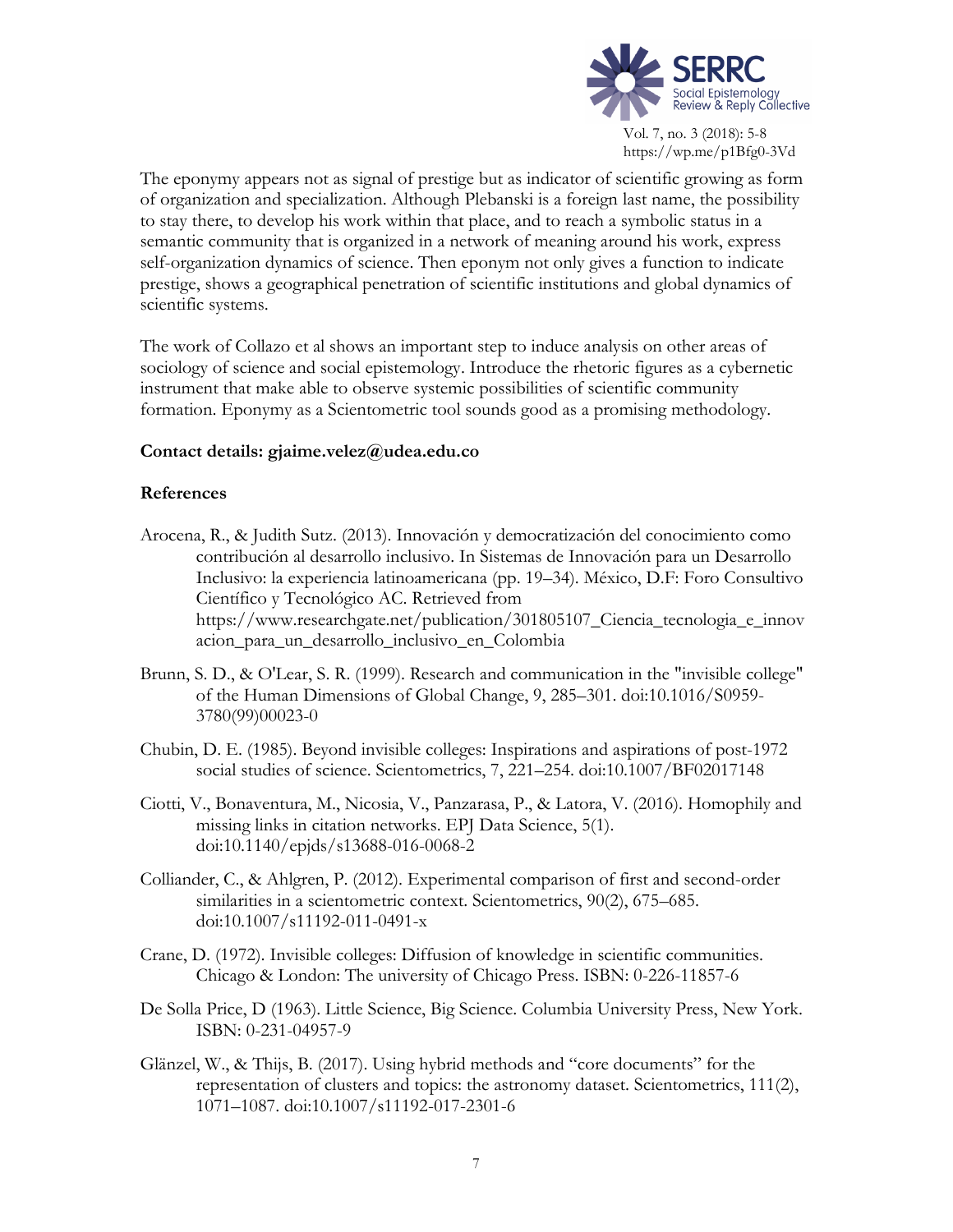The eponymy appears not as signal of prestige but as indicator of scientific growing as form of organization and specialization. Although Plebanski is a foreign last name, the possibility to stay there, to develop his work within that place, and to reach a symbolic status in a semantic community that is organized in a network of meaning around his work, express self-organization dynamics of science. Then eponym not only gives a function to indicate prestige, shows a geographical penetration of scientific institutions and global dynamics of scientific systems.

The work of Collazo et al shows an important step to induce analysis on other areas of sociology of science and social epistemology. Introduce the rhetoric figures as a cybernetic instrument that make able to observe systemic possibilities of scientific community formation. Eponymy as a Scientometric tool sounds good as a promising methodology.

**Contact details: gjaime.velez@udea.edu.co**

## References

Arocena, R., & Judith Sutz. (2013). Innovación y democratización del conocimiento como contribución al desarrollo inclusivo. In Sistemas de Innovación para un Desarrollo Inclusivo: la experiencia latinoamericana (pp. 19–34). México, D.F: Foro Consultivo Científico y Tecnológico AC. Retrieved from https://www.researchgate.net/publication/301805107_Ciencia_tecnologia_e_innovacion_para_un_desarrollo_inclusivo_en_Colombia

Brunn, S. D., & O'Lear, S. R. (1999). Research and communication in the "invisible college" of the Human Dimensions of Global Change, 9, 285–301. doi:10.1016/S0959-3780(99)00023-0

Chubin, D. E. (1985). Beyond invisible colleges: Inspirations and aspirations of post-1972 social studies of science. Scientometrics, 7, 221–254. doi:10.1007/BF02017148

Ciotti, V., Bonaventura, M., Nicosia, V., Panzarasa, P., & Latora, V. (2016). Homophily and missing links in citation networks. EPJ Data Science, 5(1). doi:10.1140/epjds/s13688-016-0068-2

Colliander, C., & Ahlgren, P. (2012). Experimental comparison of first and second-order similarities in a scientometric context. Scientometrics, 90(2), 675–685. doi:10.1007/s11192-011-0491-x

Crane, D. (1972). Invisible colleges: Diffusion of knowledge in scientific communities. Chicago & London: The university of Chicago Press. ISBN: 0-226-11857-6

De Solla Price, D (1963). Little Science, Big Science. Columbia University Press, New York. ISBN: 0-231-04957-9

Glänzel, W., & Thijs, B. (2017). Using hybrid methods and "core documents" for the representation of clusters and topics: the astronomy dataset. Scientometrics, 111(2), 1071–1087. doi:10.1007/s11192-017-2301-6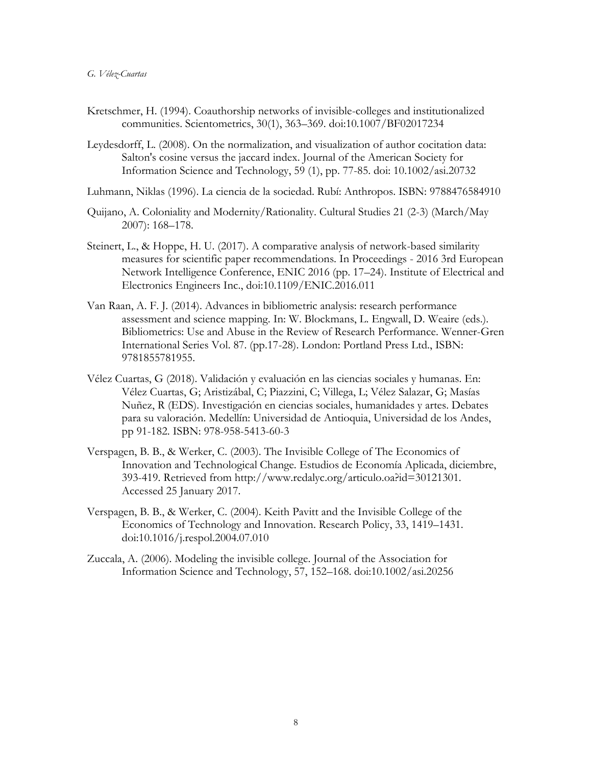Kretschmer, H. (1994). Coauthorship networks of invisible-colleges and institutionalized communities. Scientometrics, 30(1), 363–369. doi:10.1007/BF02017234

Leydesdorff, L. (2008). On the normalization, and visualization of author cocitation data: Salton's cosine versus the jaccard index. Journal of the American Society for Information Science and Technology, 59 (1), pp. 77-85. doi: 10.1002/asi.20732

Luhmann, Niklas (1996). La ciencia de la sociedad. Rubí: Anthropos. ISBN: 9788476584910

Quijano, A. Coloniality and Modernity/Rationality. Cultural Studies 21 (2-3) (March/May 2007): 168–178.

Steinert, L., & Hoppe, H. U. (2017). A comparative analysis of network-based similarity measures for scientific paper recommendations. In Proceedings - 2016 3rd European Network Intelligence Conference, ENIC 2016 (pp. 17–24). Institute of Electrical and Electronics Engineers Inc., doi:10.1109/ENIC.2016.011

Van Raan, A. F. J. (2014). Advances in bibliometric analysis: research performance assessment and science mapping. In: W. Blockmans, L. Engwall, D. Weaire (eds.). Bibliometrics: Use and Abuse in the Review of Research Performance. Wenner-Gren International Series Vol. 87. (pp.17-28). London: Portland Press Ltd., ISBN: 9781855781955.

Vélez Cuartas, G (2018). Validación y evaluación en las ciencias sociales y humanas. En: Vélez Cuartas, G; Aristizábal, C; Piazzini, C; Villega, L; Vélez Salazar, G; Masías Nuñez, R (EDS). Investigación en ciencias sociales, humanidades y artes. Debates para su valoración. Medellín: Universidad de Antioquia, Universidad de los Andes, pp 91-182. ISBN: 978-958-5413-60-3

Verspagen, B. B., & Werker, C. (2003). The Invisible College of The Economics of Innovation and Technological Change. Estudios de Economía Aplicada, diciembre, 393-419. Retrieved from http://www.redalyc.org/articulo.oa?id=30121301. Accessed 25 January 2017.

Verspagen, B. B., & Werker, C. (2004). Keith Pavitt and the Invisible College of the Economics of Technology and Innovation. Research Policy, 33, 1419–1431. doi:10.1016/j.respol.2004.07.010

Zuccala, A. (2006). Modeling the invisible college. Journal of the Association for Information Science and Technology, 57, 152–168. doi:10.1002/asi.20256